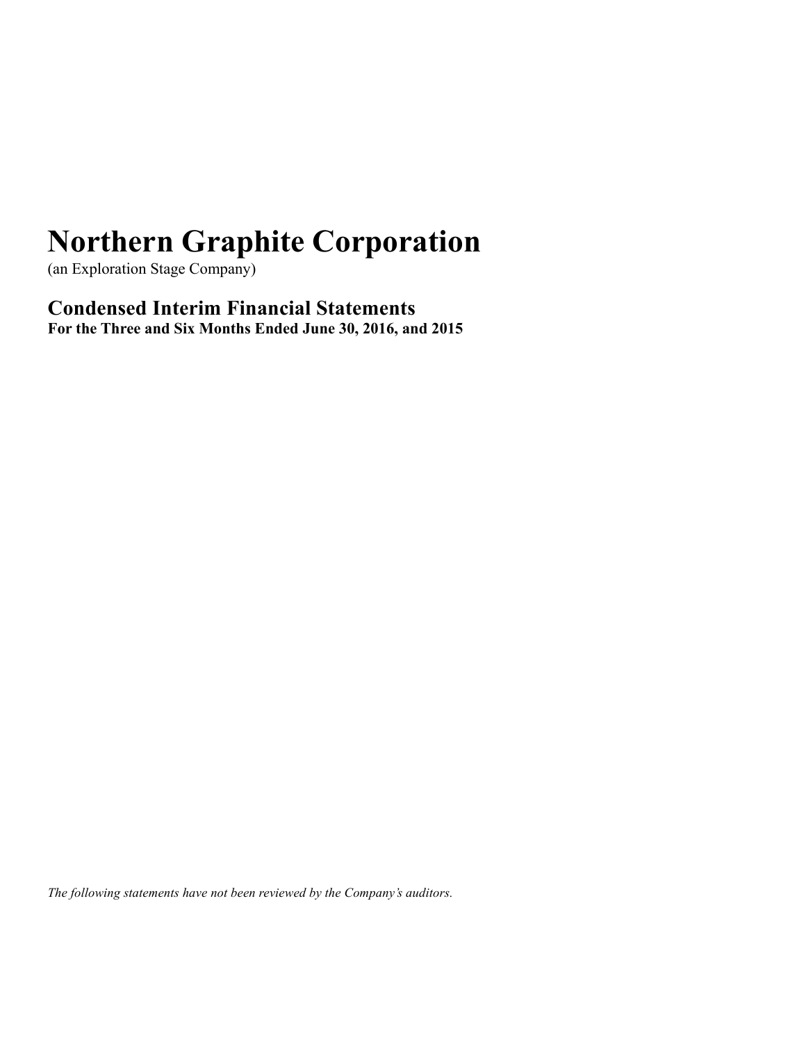# Northern Graphite Corporation

(an Exploration Stage Company)

## Condensed Interim Financial Statements

**For the Three and Six Months Ended June 30, 2016, and 2015**

*The following statements have not been reviewed by the Company's auditors.*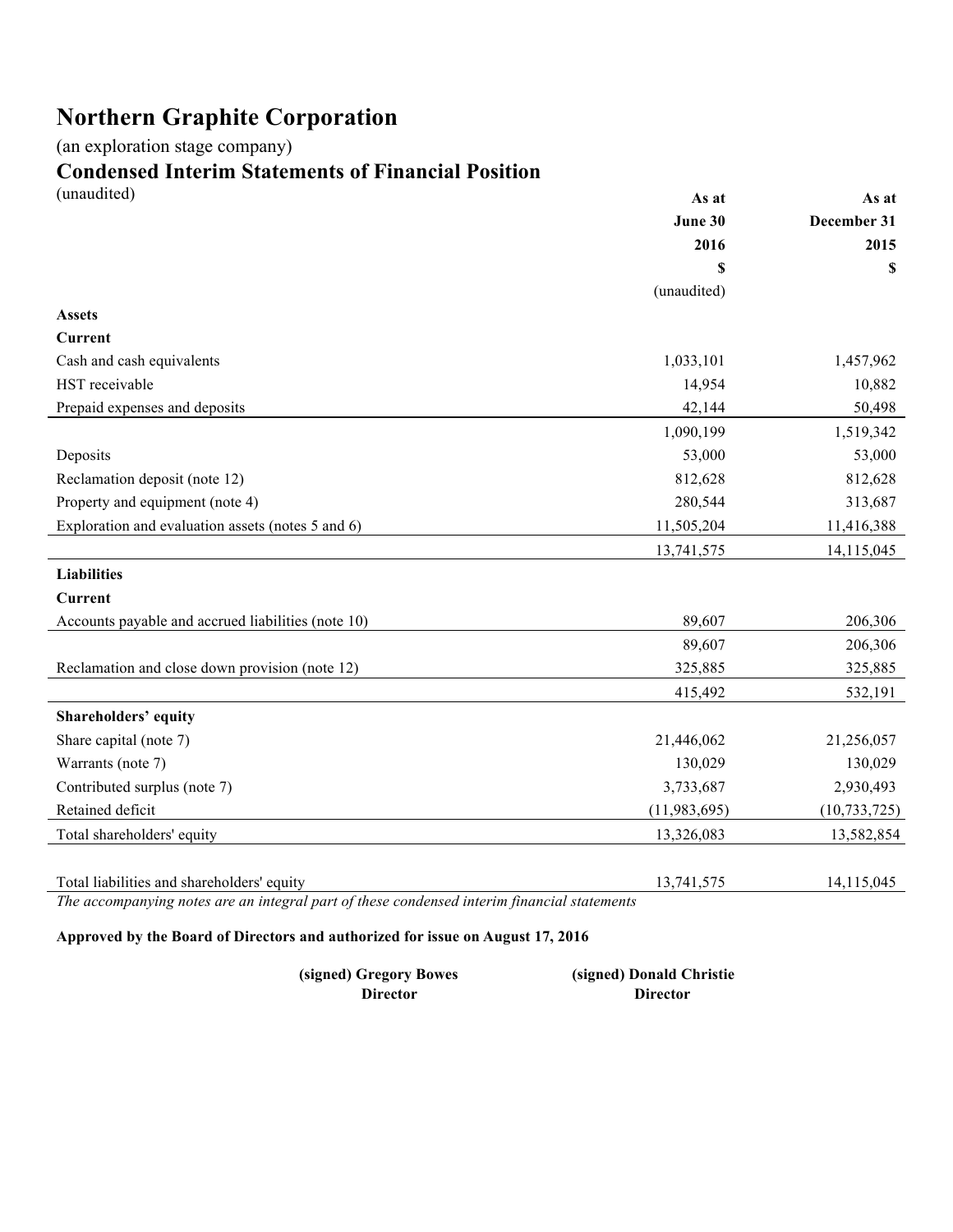# Northern Graphite Corporation

(an exploration stage company)

## Condensed Interim Statements of Financial Position

(unaudited)

| | As at June 30 2016 $ (unaudited) | As at December 31 2015 $ |
|---|---|---|
| **Assets** | | |
| **Current** | | |
| Cash and cash equivalents | 1,033,101 | 1,457,962 |
| HST receivable | 14,954 | 10,882 |
| Prepaid expenses and deposits | 42,144 | 50,498 |
| | 1,090,199 | 1,519,342 |
| Deposits | 53,000 | 53,000 |
| Reclamation deposit (note 12) | 812,628 | 812,628 |
| Property and equipment (note 4) | 280,544 | 313,687 |
| Exploration and evaluation assets (notes 5 and 6) | 11,505,204 | 11,416,388 |
| | 13,741,575 | 14,115,045 |
| **Liabilities** | | |
| **Current** | | |
| Accounts payable and accrued liabilities (note 10) | 89,607 | 206,306 |
| | 89,607 | 206,306 |
| Reclamation and close down provision (note 12) | 325,885 | 325,885 |
| | 415,492 | 532,191 |
| **Shareholders' equity** | | |
| Share capital (note 7) | 21,446,062 | 21,256,057 |
| Warrants (note 7) | 130,029 | 130,029 |
| Contributed surplus (note 7) | 3,733,687 | 2,930,493 |
| Retained deficit | (11,983,695) | (10,733,725) |
| Total shareholders' equity | 13,326,083 | 13,582,854 |
| | | |
| Total liabilities and shareholders' equity | 13,741,575 | 14,115,045 |

*The accompanying notes are an integral part of these condensed interim financial statements*

**Approved by the Board of Directors and authorized for issue on August 17, 2016**

**(signed) Gregory Bowes**
**Director**

**(signed) Donald Christie**
**Director**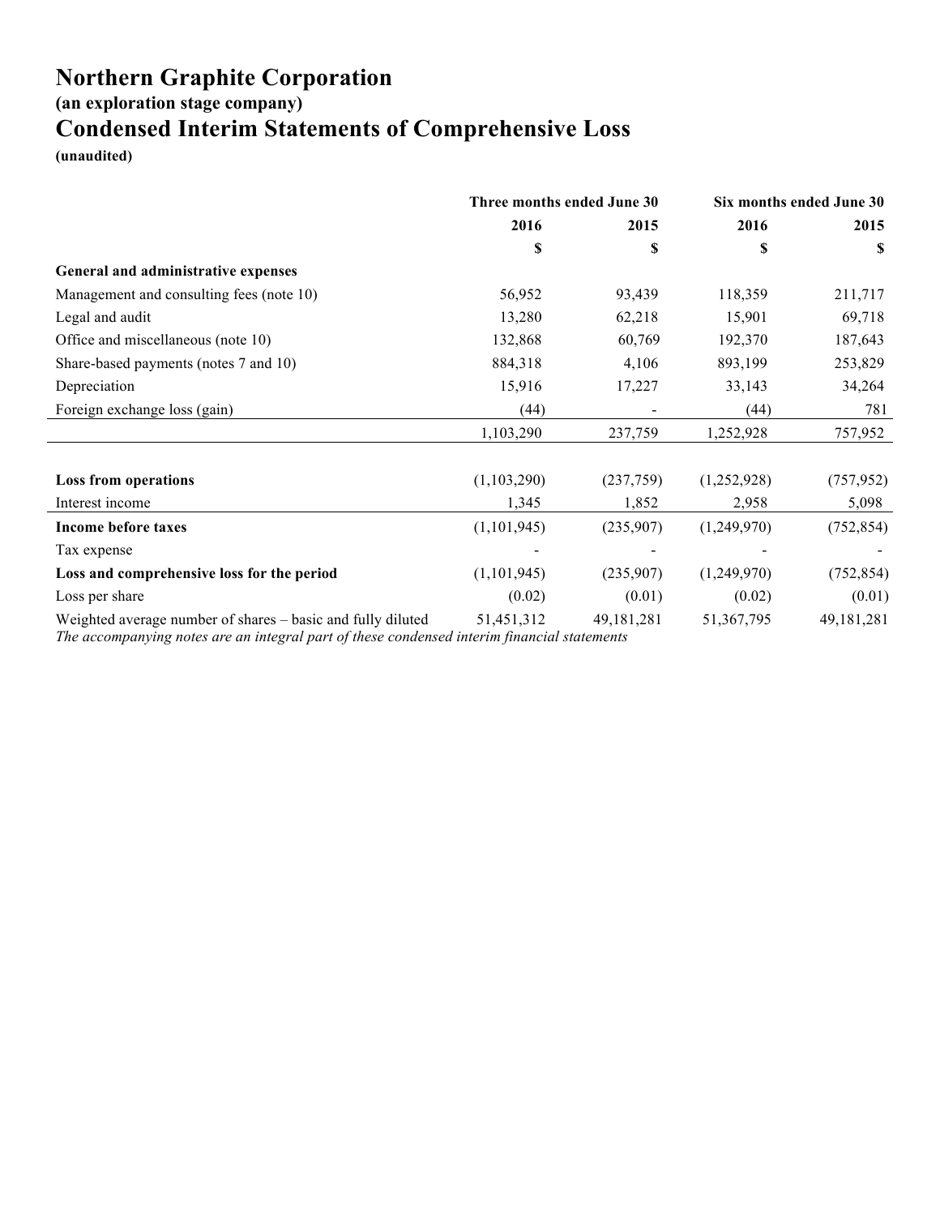# Northern Graphite Corporation

### (an exploration stage company)

## Condensed Interim Statements of Comprehensive Loss

**(unaudited)**

| | Three months ended June 30 | | Six months ended June 30 | |
|---|---|---|---|---|
| | **2016** | **2015** | **2016** | **2015** |
| | **$** | **$** | **$** | **$** |
| **General and administrative expenses** | | | | |
| Management and consulting fees (note 10) | 56,952 | 93,439 | 118,359 | 211,717 |
| Legal and audit | 13,280 | 62,218 | 15,901 | 69,718 |
| Office and miscellaneous (note 10) | 132,868 | 60,769 | 192,370 | 187,643 |
| Share-based payments (notes 7 and 10) | 884,318 | 4,106 | 893,199 | 253,829 |
| Depreciation | 15,916 | 17,227 | 33,143 | 34,264 |
| Foreign exchange loss (gain) | (44) | - | (44) | 781 |
| | 1,103,290 | 237,759 | 1,252,928 | 757,952 |
| **Loss from operations** | (1,103,290) | (237,759) | (1,252,928) | (757,952) |
| Interest income | 1,345 | 1,852 | 2,958 | 5,098 |
| **Income before taxes** | (1,101,945) | (235,907) | (1,249,970) | (752,854) |
| Tax expense | - | - | - | - |
| **Loss and comprehensive loss for the period** | (1,101,945) | (235,907) | (1,249,970) | (752,854) |
| Loss per share | (0.02) | (0.01) | (0.02) | (0.01) |
| Weighted average number of shares – basic and fully diluted | 51,451,312 | 49,181,281 | 51,367,795 | 49,181,281 |

*The accompanying notes are an integral part of these condensed interim financial statements*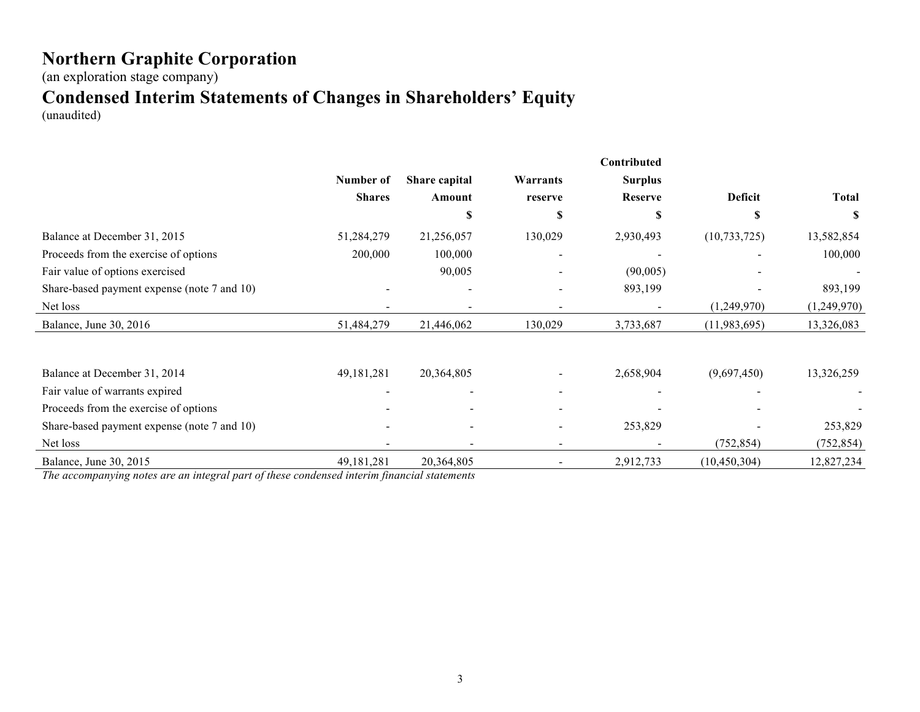# Northern Graphite Corporation

(an exploration stage company)

# Condensed Interim Statements of Changes in Shareholders' Equity

(unaudited)

| | Number of Shares | Share capital Amount | Warrants reserve | Contributed Surplus Reserve | Deficit | Total |
|---|---|---|---|---|---|---|
| | | $ | $ | $ | $ | $ |
| Balance at December 31, 2015 | 51,284,279 | 21,256,057 | 130,029 | 2,930,493 | (10,733,725) | 13,582,854 |
| Proceeds from the exercise of options | 200,000 | 100,000 | - | - | - | 100,000 |
| Fair value of options exercised | | 90,005 | - | (90,005) | - | - |
| Share-based payment expense (note 7 and 10) | - | - | - | 893,199 | - | 893,199 |
| Net loss | - | - | - | - | (1,249,970) | (1,249,970) |
| Balance, June 30, 2016 | 51,484,279 | 21,446,062 | 130,029 | 3,733,687 | (11,983,695) | 13,326,083 |
| | | | | | | |
| Balance at December 31, 2014 | 49,181,281 | 20,364,805 | - | 2,658,904 | (9,697,450) | 13,326,259 |
| Fair value of warrants expired | - | - | - | - | - | - |
| Proceeds from the exercise of options | - | - | - | - | - | - |
| Share-based payment expense (note 7 and 10) | - | - | - | 253,829 | - | 253,829 |
| Net loss | - | - | - | - | (752,854) | (752,854) |
| Balance, June 30, 2015 | 49,181,281 | 20,364,805 | - | 2,912,733 | (10,450,304) | 12,827,234 |

*The accompanying notes are an integral part of these condensed interim financial statements*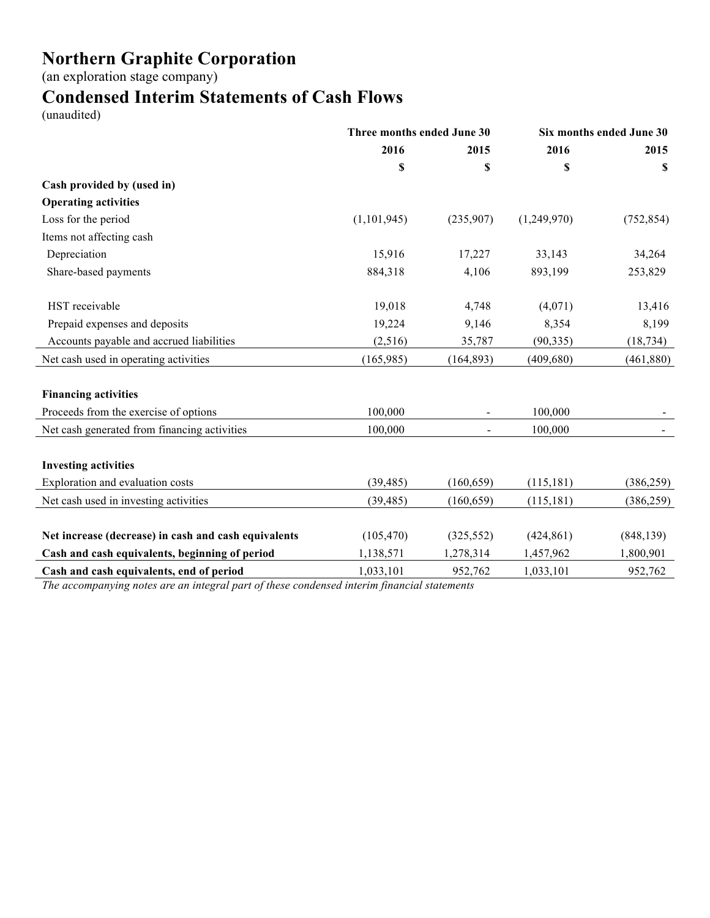# Northern Graphite Corporation

(an exploration stage company)

## Condensed Interim Statements of Cash Flows

(unaudited)

| | Three months ended June 30 | | Six months ended June 30 | |
|---|---|---|---|---|
| | 2016 | 2015 | 2016 | 2015 |
| | $ | $ | $ | $ |
| **Cash provided by (used in)** | | | | |
| **Operating activities** | | | | |
| Loss for the period | (1,101,945) | (235,907) | (1,249,970) | (752,854) |
| Items not affecting cash | | | | |
| Depreciation | 15,916 | 17,227 | 33,143 | 34,264 |
| Share-based payments | 884,318 | 4,106 | 893,199 | 253,829 |
| | | | | |
| HST receivable | 19,018 | 4,748 | (4,071) | 13,416 |
| Prepaid expenses and deposits | 19,224 | 9,146 | 8,354 | 8,199 |
| Accounts payable and accrued liabilities | (2,516) | 35,787 | (90,335) | (18,734) |
| Net cash used in operating activities | (165,985) | (164,893) | (409,680) | (461,880) |
| | | | | |
| **Financing activities** | | | | |
| Proceeds from the exercise of options | 100,000 | - | 100,000 | - |
| Net cash generated from financing activities | 100,000 | - | 100,000 | - |
| | | | | |
| **Investing activities** | | | | |
| Exploration and evaluation costs | (39,485) | (160,659) | (115,181) | (386,259) |
| Net cash used in investing activities | (39,485) | (160,659) | (115,181) | (386,259) |
| | | | | |
| **Net increase (decrease) in cash and cash equivalents** | (105,470) | (325,552) | (424,861) | (848,139) |
| **Cash and cash equivalents, beginning of period** | 1,138,571 | 1,278,314 | 1,457,962 | 1,800,901 |
| **Cash and cash equivalents, end of period** | 1,033,101 | 952,762 | 1,033,101 | 952,762 |

*The accompanying notes are an integral part of these condensed interim financial statements*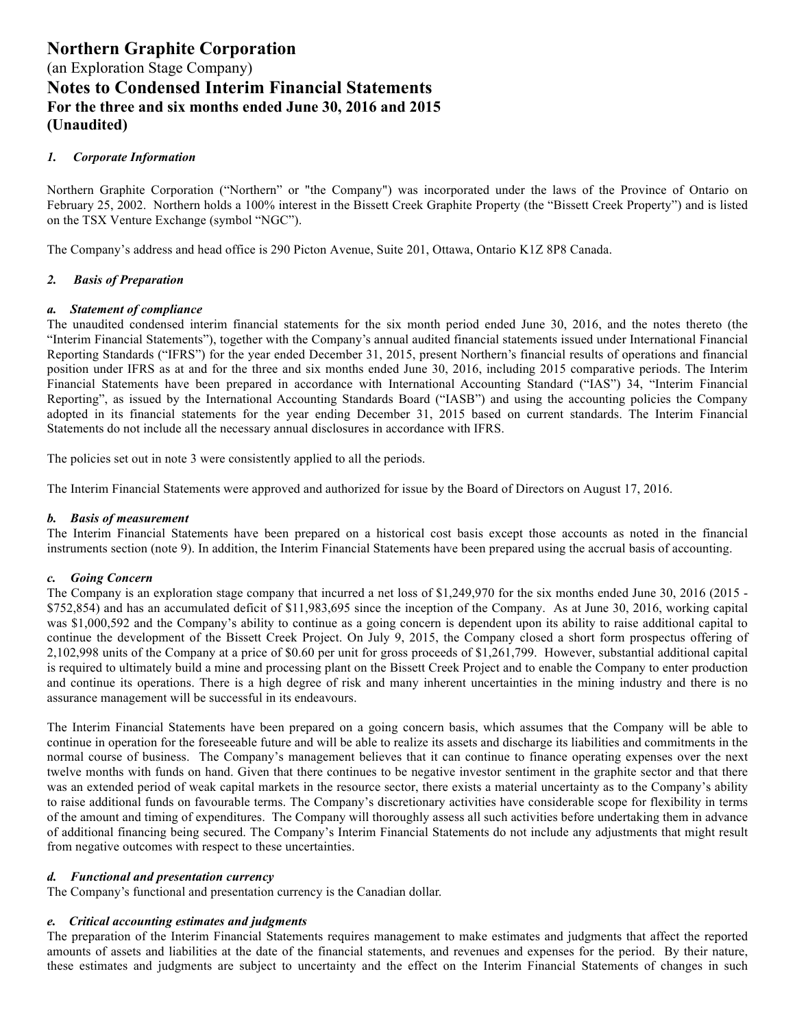# Northern Graphite Corporation

(an Exploration Stage Company)

## Notes to Condensed Interim Financial Statements

### For the three and six months ended June 30, 2016 and 2015

### (Unaudited)

#### *1. Corporate Information*

Northern Graphite Corporation ("Northern" or "the Company") was incorporated under the laws of the Province of Ontario on February 25, 2002. Northern holds a 100% interest in the Bissett Creek Graphite Property (the "Bissett Creek Property") and is listed on the TSX Venture Exchange (symbol "NGC").

The Company's address and head office is 290 Picton Avenue, Suite 201, Ottawa, Ontario K1Z 8P8 Canada.

#### *2. Basis of Preparation*

***a. Statement of compliance***

The unaudited condensed interim financial statements for the six month period ended June 30, 2016, and the notes thereto (the "Interim Financial Statements"), together with the Company's annual audited financial statements issued under International Financial Reporting Standards ("IFRS") for the year ended December 31, 2015, present Northern's financial results of operations and financial position under IFRS as at and for the three and six months ended June 30, 2016, including 2015 comparative periods. The Interim Financial Statements have been prepared in accordance with International Accounting Standard ("IAS") 34, "Interim Financial Reporting", as issued by the International Accounting Standards Board ("IASB") and using the accounting policies the Company adopted in its financial statements for the year ending December 31, 2015 based on current standards. The Interim Financial Statements do not include all the necessary annual disclosures in accordance with IFRS.

The policies set out in note 3 were consistently applied to all the periods.

The Interim Financial Statements were approved and authorized for issue by the Board of Directors on August 17, 2016.

***b. Basis of measurement***

The Interim Financial Statements have been prepared on a historical cost basis except those accounts as noted in the financial instruments section (note 9). In addition, the Interim Financial Statements have been prepared using the accrual basis of accounting.

***c. Going Concern***

The Company is an exploration stage company that incurred a net loss of $1,249,970 for the six months ended June 30, 2016 (2015 - $752,854) and has an accumulated deficit of $11,983,695 since the inception of the Company. As at June 30, 2016, working capital was $1,000,592 and the Company's ability to continue as a going concern is dependent upon its ability to raise additional capital to continue the development of the Bissett Creek Project. On July 9, 2015, the Company closed a short form prospectus offering of 2,102,998 units of the Company at a price of $0.60 per unit for gross proceeds of $1,261,799. However, substantial additional capital is required to ultimately build a mine and processing plant on the Bissett Creek Project and to enable the Company to enter production and continue its operations. There is a high degree of risk and many inherent uncertainties in the mining industry and there is no assurance management will be successful in its endeavours.

The Interim Financial Statements have been prepared on a going concern basis, which assumes that the Company will be able to continue in operation for the foreseeable future and will be able to realize its assets and discharge its liabilities and commitments in the normal course of business. The Company's management believes that it can continue to finance operating expenses over the next twelve months with funds on hand. Given that there continues to be negative investor sentiment in the graphite sector and that there was an extended period of weak capital markets in the resource sector, there exists a material uncertainty as to the Company's ability to raise additional funds on favourable terms. The Company's discretionary activities have considerable scope for flexibility in terms of the amount and timing of expenditures. The Company will thoroughly assess all such activities before undertaking them in advance of additional financing being secured. The Company's Interim Financial Statements do not include any adjustments that might result from negative outcomes with respect to these uncertainties.

***d. Functional and presentation currency***

The Company's functional and presentation currency is the Canadian dollar.

***e. Critical accounting estimates and judgments***

The preparation of the Interim Financial Statements requires management to make estimates and judgments that affect the reported amounts of assets and liabilities at the date of the financial statements, and revenues and expenses for the period. By their nature, these estimates and judgments are subject to uncertainty and the effect on the Interim Financial Statements of changes in such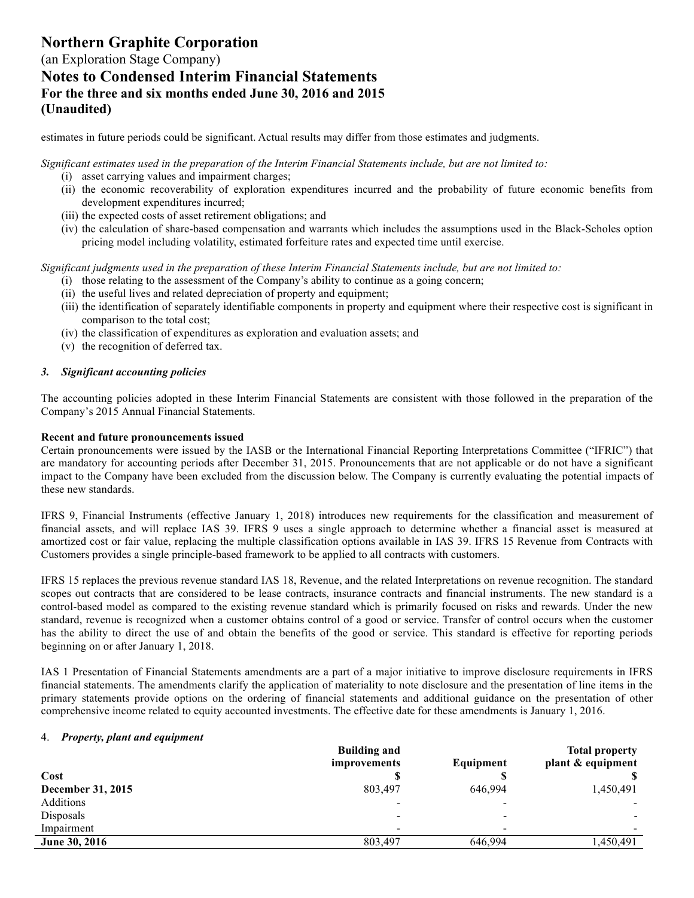estimates in future periods could be significant. Actual results may differ from those estimates and judgments.

*Significant estimates used in the preparation of the Interim Financial Statements include, but are not limited to:*

(i) asset carrying values and impairment charges;
(ii) the economic recoverability of exploration expenditures incurred and the probability of future economic benefits from development expenditures incurred;
(iii) the expected costs of asset retirement obligations; and
(iv) the calculation of share-based compensation and warrants which includes the assumptions used in the Black-Scholes option pricing model including volatility, estimated forfeiture rates and expected time until exercise.

*Significant judgments used in the preparation of these Interim Financial Statements include, but are not limited to:*

(i) those relating to the assessment of the Company's ability to continue as a going concern;
(ii) the useful lives and related depreciation of property and equipment;
(iii) the identification of separately identifiable components in property and equipment where their respective cost is significant in comparison to the total cost;
(iv) the classification of expenditures as exploration and evaluation assets; and
(v) the recognition of deferred tax.

### *3. Significant accounting policies*

The accounting policies adopted in these Interim Financial Statements are consistent with those followed in the preparation of the Company's 2015 Annual Financial Statements.

**Recent and future pronouncements issued**

Certain pronouncements were issued by the IASB or the International Financial Reporting Interpretations Committee ("IFRIC") that are mandatory for accounting periods after December 31, 2015. Pronouncements that are not applicable or do not have a significant impact to the Company have been excluded from the discussion below. The Company is currently evaluating the potential impacts of these new standards.

IFRS 9, Financial Instruments (effective January 1, 2018) introduces new requirements for the classification and measurement of financial assets, and will replace IAS 39. IFRS 9 uses a single approach to determine whether a financial asset is measured at amortized cost or fair value, replacing the multiple classification options available in IAS 39. IFRS 15 Revenue from Contracts with Customers provides a single principle-based framework to be applied to all contracts with customers.

IFRS 15 replaces the previous revenue standard IAS 18, Revenue, and the related Interpretations on revenue recognition. The standard scopes out contracts that are considered to be lease contracts, insurance contracts and financial instruments. The new standard is a control-based model as compared to the existing revenue standard which is primarily focused on risks and rewards. Under the new standard, revenue is recognized when a customer obtains control of a good or service. Transfer of control occurs when the customer has the ability to direct the use of and obtain the benefits of the good or service. This standard is effective for reporting periods beginning on or after January 1, 2018.

IAS 1 Presentation of Financial Statements amendments are a part of a major initiative to improve disclosure requirements in IFRS financial statements. The amendments clarify the application of materiality to note disclosure and the presentation of line items in the primary statements provide options on the ordering of financial statements and additional guidance on the presentation of other comprehensive income related to equity accounted investments. The effective date for these amendments is January 1, 2016.

### 4. *Property, plant and equipment*

| | Building and improvements | Equipment | Total property plant & equipment |
|---|---|---|---|
| **Cost** | **$** | **$** | **$** |
| **December 31, 2015** | 803,497 | 646,994 | 1,450,491 |
| Additions | - | - | - |
| Disposals | - | - | - |
| Impairment | - | - | - |
| **June 30, 2016** | 803,497 | 646,994 | 1,450,491 |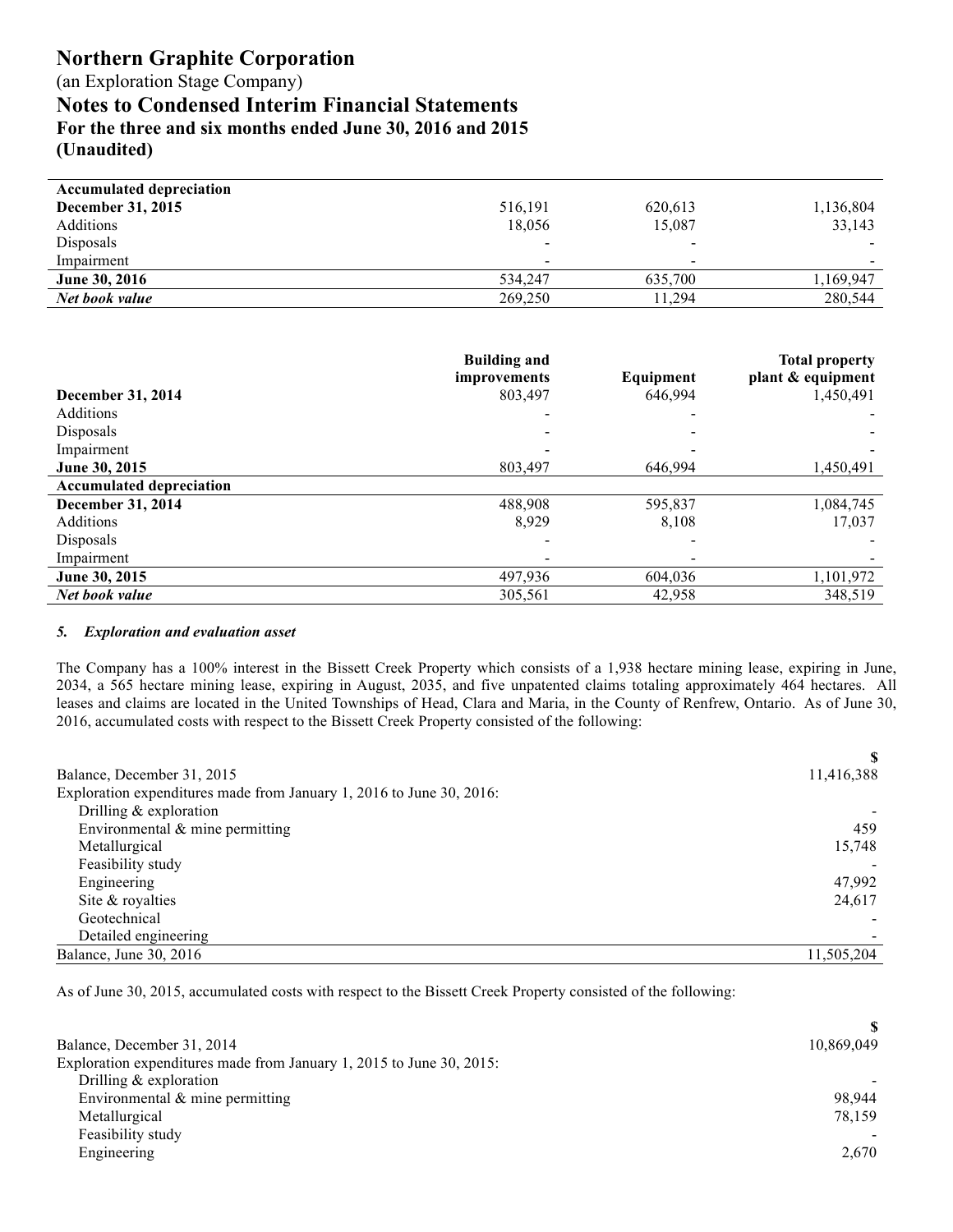| Accumulated depreciation | | | |
|---|---|---|---|
| **December 31, 2015** | 516,191 | 620,613 | 1,136,804 |
| Additions | 18,056 | 15,087 | 33,143 |
| Disposals | - | - | - |
| Impairment | - | - | - |
| **June 30, 2016** | 534,247 | 635,700 | 1,169,947 |
| ***Net book value*** | 269,250 | 11,294 | 280,544 |

| | Building and improvements | Equipment | Total property plant & equipment |
|---|---|---|---|
| **December 31, 2014** | 803,497 | 646,994 | 1,450,491 |
| Additions | - | - | - |
| Disposals | - | - | - |
| Impairment | - | - | - |
| **June 30, 2015** | 803,497 | 646,994 | 1,450,491 |
| **Accumulated depreciation** | | | |
| **December 31, 2014** | 488,908 | 595,837 | 1,084,745 |
| Additions | 8,929 | 8,108 | 17,037 |
| Disposals | - | - | - |
| Impairment | - | - | - |
| **June 30, 2015** | 497,936 | 604,036 | 1,101,972 |
| ***Net book value*** | 305,561 | 42,958 | 348,519 |

### *5. Exploration and evaluation asset*

The Company has a 100% interest in the Bissett Creek Property which consists of a 1,938 hectare mining lease, expiring in June, 2034, a 565 hectare mining lease, expiring in August, 2035, and five unpatented claims totaling approximately 464 hectares. All leases and claims are located in the United Townships of Head, Clara and Maria, in the County of Renfrew, Ontario. As of June 30, 2016, accumulated costs with respect to the Bissett Creek Property consisted of the following:

| | $ |
|---|---|
| Balance, December 31, 2015 | 11,416,388 |
| Exploration expenditures made from January 1, 2016 to June 30, 2016: | |
| Drilling & exploration | - |
| Environmental & mine permitting | 459 |
| Metallurgical | 15,748 |
| Feasibility study | - |
| Engineering | 47,992 |
| Site & royalties | 24,617 |
| Geotechnical | - |
| Detailed engineering | - |
| Balance, June 30, 2016 | 11,505,204 |

As of June 30, 2015, accumulated costs with respect to the Bissett Creek Property consisted of the following:

| | $ |
|---|---|
| Balance, December 31, 2014 | 10,869,049 |
| Exploration expenditures made from January 1, 2015 to June 30, 2015: | |
| Drilling & exploration | - |
| Environmental & mine permitting | 98,944 |
| Metallurgical | 78,159 |
| Feasibility study | - |
| Engineering | 2,670 |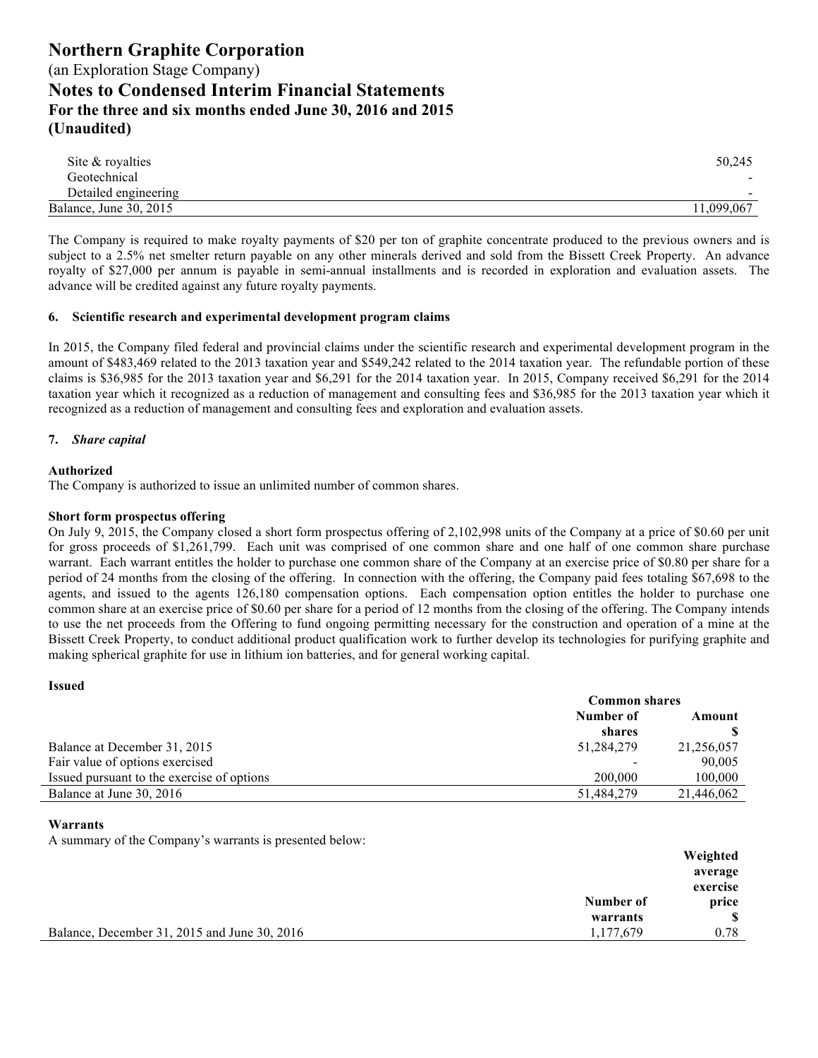| | |
|---|---|
| Site & royalties | 50,245 |
| Geotechnical | - |
| Detailed engineering | - |
| Balance, June 30, 2015 | 11,099,067 |

The Company is required to make royalty payments of $20 per ton of graphite concentrate produced to the previous owners and is subject to a 2.5% net smelter return payable on any other minerals derived and sold from the Bissett Creek Property. An advance royalty of $27,000 per annum is payable in semi-annual installments and is recorded in exploration and evaluation assets. The advance will be credited against any future royalty payments.

## 6. Scientific research and experimental development program claims

In 2015, the Company filed federal and provincial claims under the scientific research and experimental development program in the amount of $483,469 related to the 2013 taxation year and $549,242 related to the 2014 taxation year. The refundable portion of these claims is $36,985 for the 2013 taxation year and $6,291 for the 2014 taxation year. In 2015, Company received $6,291 for the 2014 taxation year which it recognized as a reduction of management and consulting fees and $36,985 for the 2013 taxation year which it recognized as a reduction of management and consulting fees and exploration and evaluation assets.

## 7. *Share capital*

**Authorized**

The Company is authorized to issue an unlimited number of common shares.

**Short form prospectus offering**

On July 9, 2015, the Company closed a short form prospectus offering of 2,102,998 units of the Company at a price of $0.60 per unit for gross proceeds of $1,261,799. Each unit was comprised of one common share and one half of one common share purchase warrant. Each warrant entitles the holder to purchase one common share of the Company at an exercise price of $0.80 per share for a period of 24 months from the closing of the offering. In connection with the offering, the Company paid fees totaling $67,698 to the agents, and issued to the agents 126,180 compensation options. Each compensation option entitles the holder to purchase one common share at an exercise price of $0.60 per share for a period of 12 months from the closing of the offering. The Company intends to use the net proceeds from the Offering to fund ongoing permitting necessary for the construction and operation of a mine at the Bissett Creek Property, to conduct additional product qualification work to further develop its technologies for purifying graphite and making spherical graphite for use in lithium ion batteries, and for general working capital.

**Issued**

| | Common shares | |
|---|---|---|
| | Number of shares | Amount $ |
| Balance at December 31, 2015 | 51,284,279 | 21,256,057 |
| Fair value of options exercised | - | 90,005 |
| Issued pursuant to the exercise of options | 200,000 | 100,000 |
| Balance at June 30, 2016 | 51,484,279 | 21,446,062 |

**Warrants**

A summary of the Company's warrants is presented below:

| | Number of warrants | Weighted average exercise price $ |
|---|---|---|
| Balance, December 31, 2015 and June 30, 2016 | 1,177,679 | 0.78 |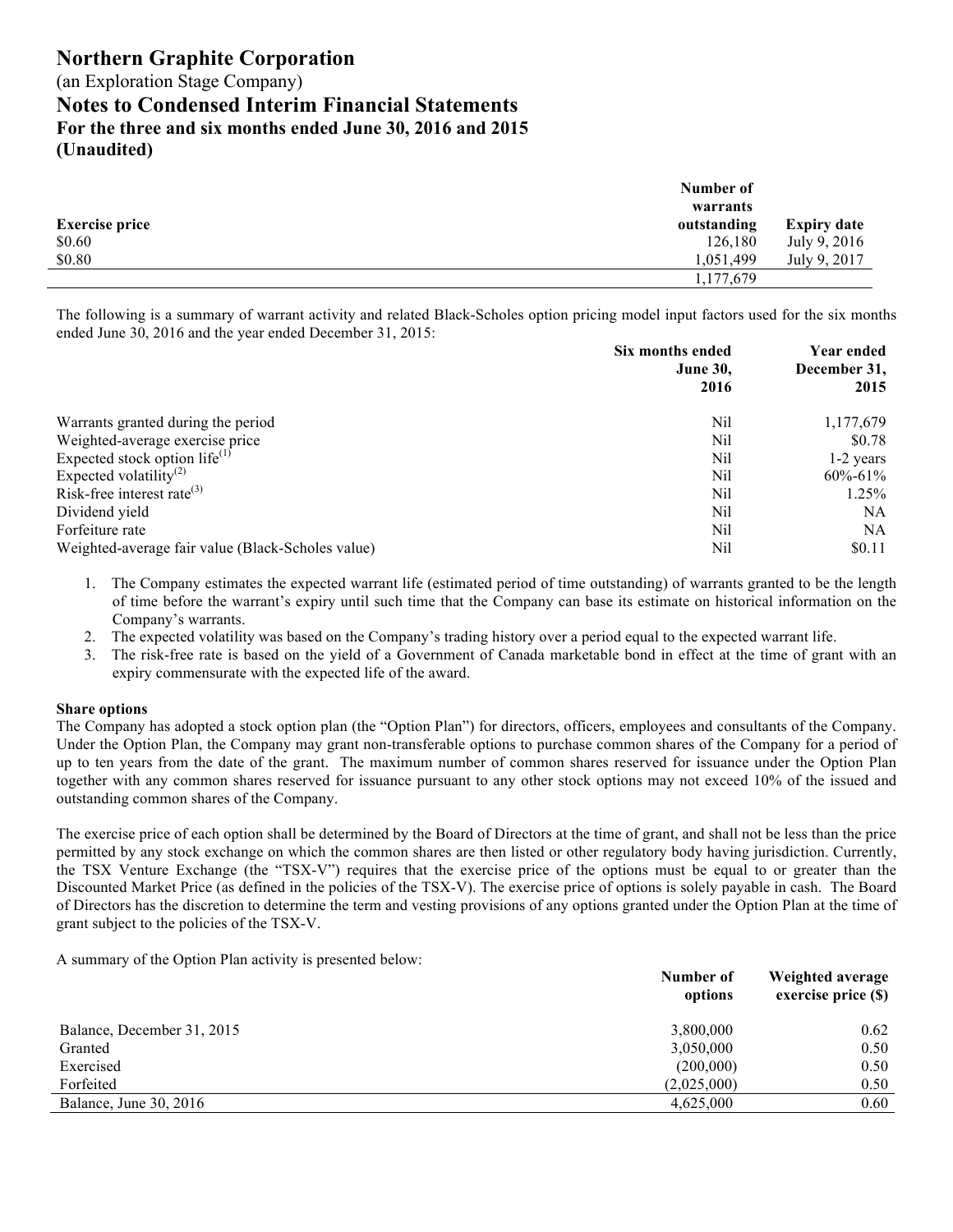# Northern Graphite Corporation

(an Exploration Stage Company)

## Notes to Condensed Interim Financial Statements

### For the three and six months ended June 30, 2016 and 2015

### (Unaudited)

| Exercise price | Number of warrants outstanding | Expiry date |
|---|---|---|
| $0.60 | 126,180 | July 9, 2016 |
| $0.80 | 1,051,499 | July 9, 2017 |
| | 1,177,679 | |

The following is a summary of warrant activity and related Black-Scholes option pricing model input factors used for the six months ended June 30, 2016 and the year ended December 31, 2015:

| | Six months ended June 30, 2016 | Year ended December 31, 2015 |
|---|---|---|
| Warrants granted during the period | Nil | 1,177,679 |
| Weighted-average exercise price | Nil | $0.78 |
| Expected stock option life[(1)] | Nil | 1-2 years |
| Expected volatility[(2)] | Nil | 60%-61% |
| Risk-free interest rate[(3)] | Nil | 1.25% |
| Dividend yield | Nil | NA |
| Forfeiture rate | Nil | NA |
| Weighted-average fair value (Black-Scholes value) | Nil | $0.11 |

1. The Company estimates the expected warrant life (estimated period of time outstanding) of warrants granted to be the length of time before the warrant's expiry until such time that the Company can base its estimate on historical information on the Company's warrants.
2. The expected volatility was based on the Company's trading history over a period equal to the expected warrant life.
3. The risk-free rate is based on the yield of a Government of Canada marketable bond in effect at the time of grant with an expiry commensurate with the expected life of the award.

**Share options**

The Company has adopted a stock option plan (the "Option Plan") for directors, officers, employees and consultants of the Company. Under the Option Plan, the Company may grant non-transferable options to purchase common shares of the Company for a period of up to ten years from the date of the grant. The maximum number of common shares reserved for issuance under the Option Plan together with any common shares reserved for issuance pursuant to any other stock options may not exceed 10% of the issued and outstanding common shares of the Company.

The exercise price of each option shall be determined by the Board of Directors at the time of grant, and shall not be less than the price permitted by any stock exchange on which the common shares are then listed or other regulatory body having jurisdiction. Currently, the TSX Venture Exchange (the "TSX-V") requires that the exercise price of the options must be equal to or greater than the Discounted Market Price (as defined in the policies of the TSX-V). The exercise price of options is solely payable in cash. The Board of Directors has the discretion to determine the term and vesting provisions of any options granted under the Option Plan at the time of grant subject to the policies of the TSX-V.

A summary of the Option Plan activity is presented below:

| | Number of options | Weighted average exercise price ($) |
|---|---|---|
| Balance, December 31, 2015 | 3,800,000 | 0.62 |
| Granted | 3,050,000 | 0.50 |
| Exercised | (200,000) | 0.50 |
| Forfeited | (2,025,000) | 0.50 |
| Balance, June 30, 2016 | 4,625,000 | 0.60 |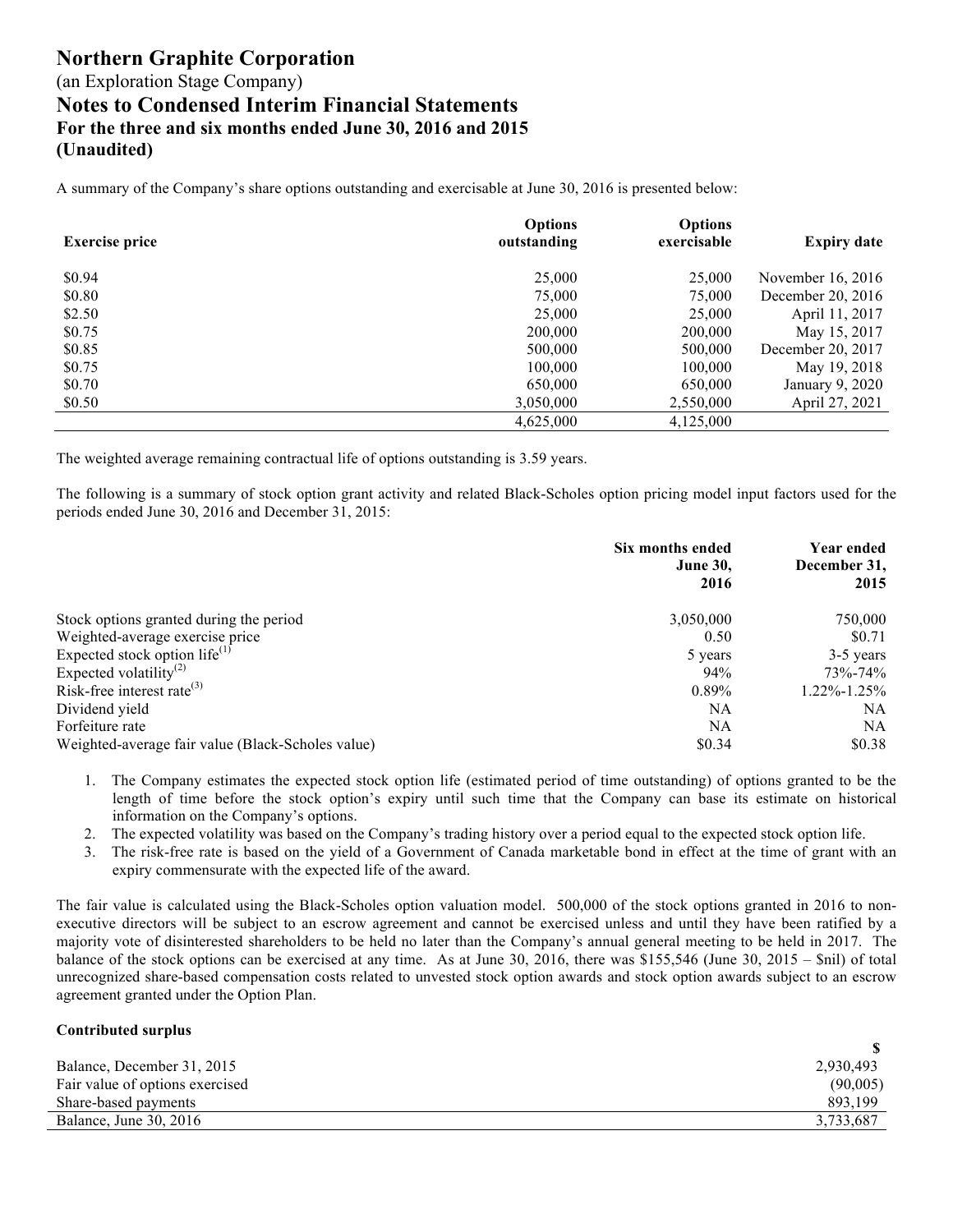# Northern Graphite Corporation

(an Exploration Stage Company)

## Notes to Condensed Interim Financial Statements

### For the three and six months ended June 30, 2016 and 2015

### (Unaudited)

A summary of the Company's share options outstanding and exercisable at June 30, 2016 is presented below:

| Exercise price | Options outstanding | Options exercisable | Expiry date |
|---|---:|---:|---:|
| \$0.94 | 25,000 | 25,000 | November 16, 2016 |
| \$0.80 | 75,000 | 75,000 | December 20, 2016 |
| \$2.50 | 25,000 | 25,000 | April 11, 2017 |
| \$0.75 | 200,000 | 200,000 | May 15, 2017 |
| \$0.85 | 500,000 | 500,000 | December 20, 2017 |
| \$0.75 | 100,000 | 100,000 | May 19, 2018 |
| \$0.70 | 650,000 | 650,000 | January 9, 2020 |
| \$0.50 | 3,050,000 | 2,550,000 | April 27, 2021 |
| | 4,625,000 | 4,125,000 | |

The weighted average remaining contractual life of options outstanding is 3.59 years.

The following is a summary of stock option grant activity and related Black-Scholes option pricing model input factors used for the periods ended June 30, 2016 and December 31, 2015:

| | Six months ended June 30, 2016 | Year ended December 31, 2015 |
|---|---:|---:|
| Stock options granted during the period | 3,050,000 | 750,000 |
| Weighted-average exercise price | 0.50 | \$0.71 |
| Expected stock option life[(1)] | 5 years | 3-5 years |
| Expected volatility[(2)] | 94% | 73%-74% |
| Risk-free interest rate[(3)] | 0.89% | 1.22%-1.25% |
| Dividend yield | NA | NA |
| Forfeiture rate | NA | NA |
| Weighted-average fair value (Black-Scholes value) | \$0.34 | \$0.38 |

1. The Company estimates the expected stock option life (estimated period of time outstanding) of options granted to be the length of time before the stock option's expiry until such time that the Company can base its estimate on historical information on the Company's options.
2. The expected volatility was based on the Company's trading history over a period equal to the expected stock option life.
3. The risk-free rate is based on the yield of a Government of Canada marketable bond in effect at the time of grant with an expiry commensurate with the expected life of the award.

The fair value is calculated using the Black-Scholes option valuation model. 500,000 of the stock options granted in 2016 to non-executive directors will be subject to an escrow agreement and cannot be exercised unless and until they have been ratified by a majority vote of disinterested shareholders to be held no later than the Company's annual general meeting to be held in 2017. The balance of the stock options can be exercised at any time. As at June 30, 2016, there was \$155,546 (June 30, 2015 – \$nil) of total unrecognized share-based compensation costs related to unvested stock option awards and stock option awards subject to an escrow agreement granted under the Option Plan.

**Contributed surplus**

| | \$ |
|---|---:|
| Balance, December 31, 2015 | 2,930,493 |
| Fair value of options exercised | (90,005) |
| Share-based payments | 893,199 |
| Balance, June 30, 2016 | 3,733,687 |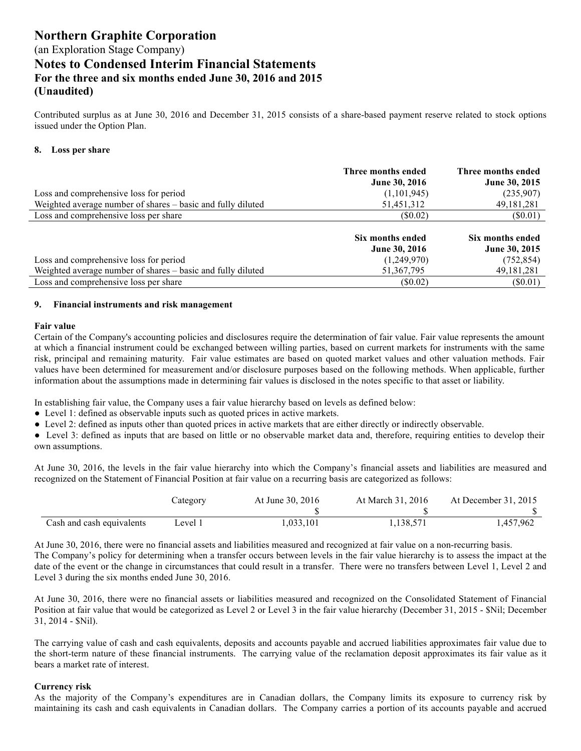Contributed surplus as at June 30, 2016 and December 31, 2015 consists of a share-based payment reserve related to stock options issued under the Option Plan.

## 8. Loss per share

| | Three months ended June 30, 2016 | Three months ended June 30, 2015 |
|---|---|---|
| Loss and comprehensive loss for period | (1,101,945) | (235,907) |
| Weighted average number of shares – basic and fully diluted | 51,451,312 | 49,181,281 |
| Loss and comprehensive loss per share | ($0.02) | ($0.01) |

| | Six months ended June 30, 2016 | Six months ended June 30, 2015 |
|---|---|---|
| Loss and comprehensive loss for period | (1,249,970) | (752,854) |
| Weighted average number of shares – basic and fully diluted | 51,367,795 | 49,181,281 |
| Loss and comprehensive loss per share | ($0.02) | ($0.01) |

## 9. Financial instruments and risk management

**Fair value**

Certain of the Company's accounting policies and disclosures require the determination of fair value. Fair value represents the amount at which a financial instrument could be exchanged between willing parties, based on current markets for instruments with the same risk, principal and remaining maturity. Fair value estimates are based on quoted market values and other valuation methods. Fair values have been determined for measurement and/or disclosure purposes based on the following methods. When applicable, further information about the assumptions made in determining fair values is disclosed in the notes specific to that asset or liability.

In establishing fair value, the Company uses a fair value hierarchy based on levels as defined below:

- Level 1: defined as observable inputs such as quoted prices in active markets.
- Level 2: defined as inputs other than quoted prices in active markets that are either directly or indirectly observable.
- Level 3: defined as inputs that are based on little or no observable market data and, therefore, requiring entities to develop their own assumptions.

At June 30, 2016, the levels in the fair value hierarchy into which the Company's financial assets and liabilities are measured and recognized on the Statement of Financial Position at fair value on a recurring basis are categorized as follows:

| | Category | At June 30, 2016 | At March 31, 2016 | At December 31, 2015 |
|---|---|---|---|---|
| | | $ | $ | $ |
| Cash and cash equivalents | Level 1 | 1,033,101 | 1,138,571 | 1,457,962 |

At June 30, 2016, there were no financial assets and liabilities measured and recognized at fair value on a non-recurring basis. The Company's policy for determining when a transfer occurs between levels in the fair value hierarchy is to assess the impact at the date of the event or the change in circumstances that could result in a transfer. There were no transfers between Level 1, Level 2 and Level 3 during the six months ended June 30, 2016.

At June 30, 2016, there were no financial assets or liabilities measured and recognized on the Consolidated Statement of Financial Position at fair value that would be categorized as Level 2 or Level 3 in the fair value hierarchy (December 31, 2015 - $Nil; December 31, 2014 - $Nil).

The carrying value of cash and cash equivalents, deposits and accounts payable and accrued liabilities approximates fair value due to the short-term nature of these financial instruments. The carrying value of the reclamation deposit approximates its fair value as it bears a market rate of interest.

**Currency risk**

As the majority of the Company's expenditures are in Canadian dollars, the Company limits its exposure to currency risk by maintaining its cash and cash equivalents in Canadian dollars. The Company carries a portion of its accounts payable and accrued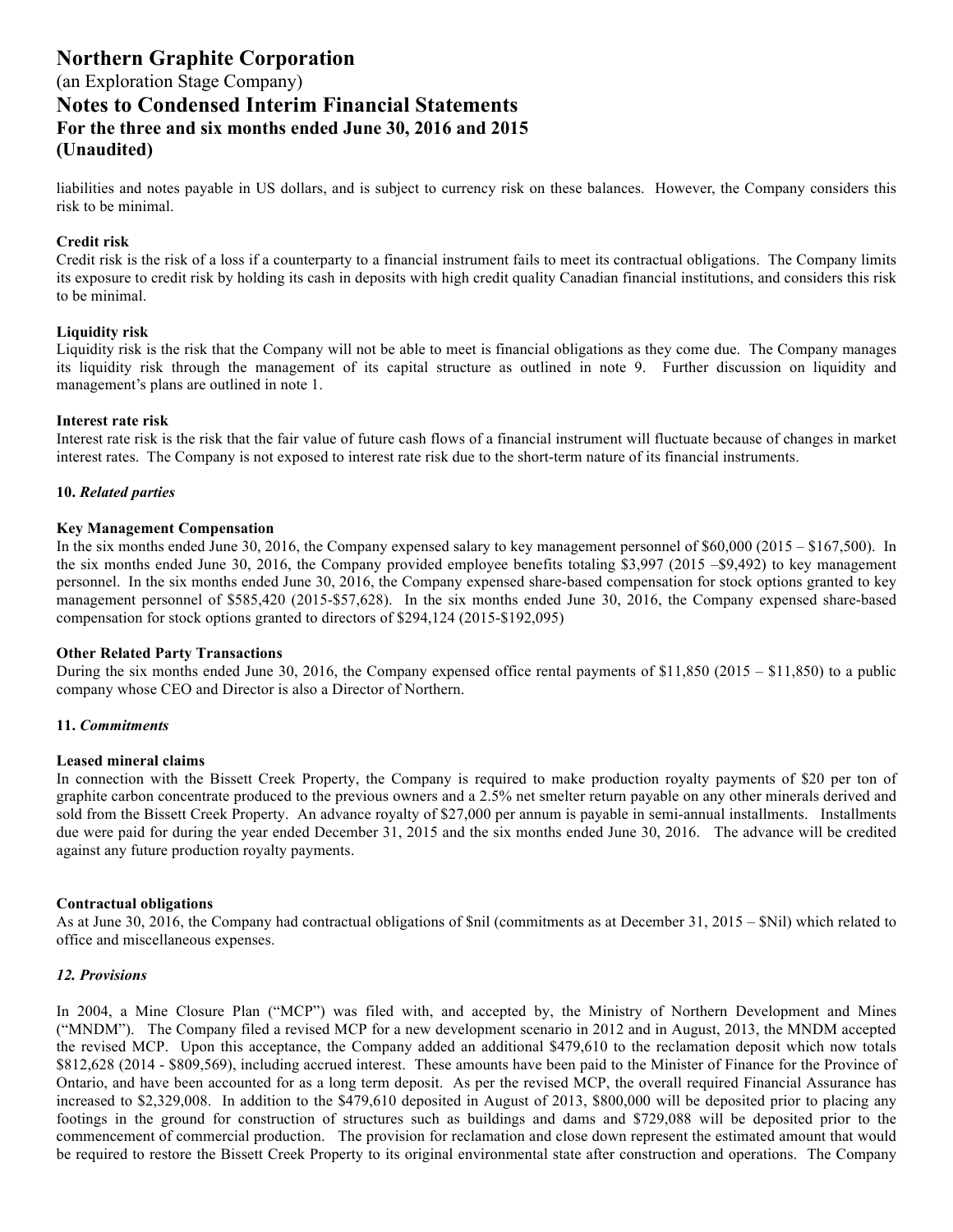liabilities and notes payable in US dollars, and is subject to currency risk on these balances. However, the Company considers this risk to be minimal.

**Credit risk**
Credit risk is the risk of a loss if a counterparty to a financial instrument fails to meet its contractual obligations. The Company limits its exposure to credit risk by holding its cash in deposits with high credit quality Canadian financial institutions, and considers this risk to be minimal.

**Liquidity risk**
Liquidity risk is the risk that the Company will not be able to meet is financial obligations as they come due. The Company manages its liquidity risk through the management of its capital structure as outlined in note 9. Further discussion on liquidity and management's plans are outlined in note 1.

**Interest rate risk**
Interest rate risk is the risk that the fair value of future cash flows of a financial instrument will fluctuate because of changes in market interest rates. The Company is not exposed to interest rate risk due to the short-term nature of its financial instruments.

## 10. *Related parties*

**Key Management Compensation**
In the six months ended June 30, 2016, the Company expensed salary to key management personnel of $60,000 (2015 – $167,500). In the six months ended June 30, 2016, the Company provided employee benefits totaling $3,997 (2015 –$9,492) to key management personnel. In the six months ended June 30, 2016, the Company expensed share-based compensation for stock options granted to key management personnel of $585,420 (2015-$57,628). In the six months ended June 30, 2016, the Company expensed share-based compensation for stock options granted to directors of $294,124 (2015-$192,095)

**Other Related Party Transactions**
During the six months ended June 30, 2016, the Company expensed office rental payments of $11,850 (2015 – $11,850) to a public company whose CEO and Director is also a Director of Northern.

## 11. *Commitments*

**Leased mineral claims**
In connection with the Bissett Creek Property, the Company is required to make production royalty payments of $20 per ton of graphite carbon concentrate produced to the previous owners and a 2.5% net smelter return payable on any other minerals derived and sold from the Bissett Creek Property. An advance royalty of $27,000 per annum is payable in semi-annual installments. Installments due were paid for during the year ended December 31, 2015 and the six months ended June 30, 2016. The advance will be credited against any future production royalty payments.

**Contractual obligations**
As at June 30, 2016, the Company had contractual obligations of $nil (commitments as at December 31, 2015 – $Nil) which related to office and miscellaneous expenses.

## *12. Provisions*

In 2004, a Mine Closure Plan ("MCP") was filed with, and accepted by, the Ministry of Northern Development and Mines ("MNDM"). The Company filed a revised MCP for a new development scenario in 2012 and in August, 2013, the MNDM accepted the revised MCP. Upon this acceptance, the Company added an additional $479,610 to the reclamation deposit which now totals $812,628 (2014 - $809,569), including accrued interest. These amounts have been paid to the Minister of Finance for the Province of Ontario, and have been accounted for as a long term deposit. As per the revised MCP, the overall required Financial Assurance has increased to $2,329,008. In addition to the $479,610 deposited in August of 2013, $800,000 will be deposited prior to placing any footings in the ground for construction of structures such as buildings and dams and $729,088 will be deposited prior to the commencement of commercial production. The provision for reclamation and close down represent the estimated amount that would be required to restore the Bissett Creek Property to its original environmental state after construction and operations. The Company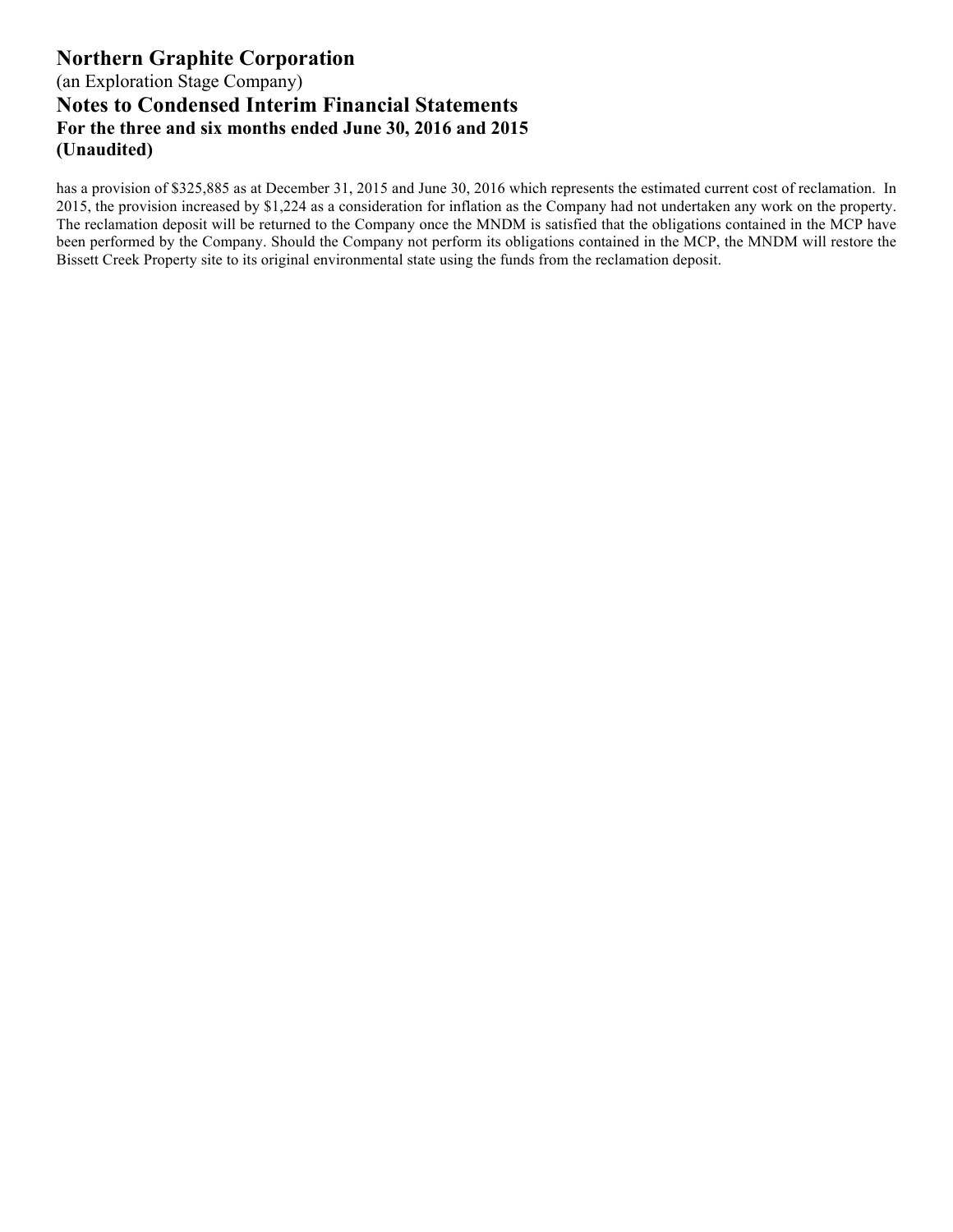has a provision of $325,885 as at December 31, 2015 and June 30, 2016 which represents the estimated current cost of reclamation. In 2015, the provision increased by $1,224 as a consideration for inflation as the Company had not undertaken any work on the property. The reclamation deposit will be returned to the Company once the MNDM is satisfied that the obligations contained in the MCP have been performed by the Company. Should the Company not perform its obligations contained in the MCP, the MNDM will restore the Bissett Creek Property site to its original environmental state using the funds from the reclamation deposit.